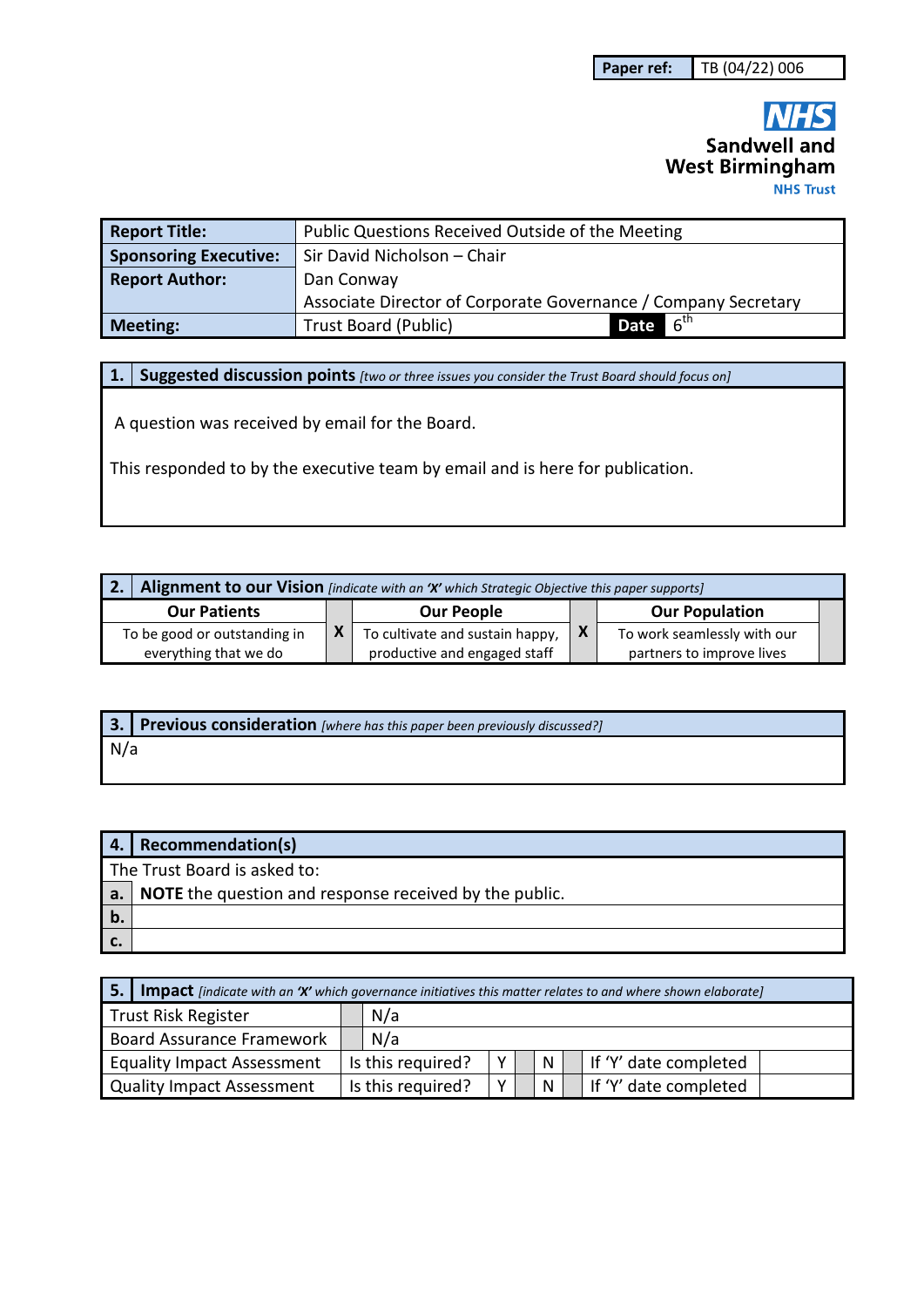| Paper ref: | TB (04/22) 006 |
|---|---|

**NHS**
**Sandwell and West Birmingham**
**NHS Trust**

| **Report Title:** | Public Questions Received Outside of the Meeting | | |
|---|---|---|---|
| **Sponsoring Executive:** | Sir David Nicholson – Chair | | |
| **Report Author:** | Dan Conway<br>Associate Director of Corporate Governance / Company Secretary | | |
| **Meeting:** | Trust Board (Public) | **Date** | 6th |

| **1.** | **Suggested discussion points** *[two or three issues you consider the Trust Board should focus on]* |
|---|---|
| | A question was received by email for the Board.<br><br>This responded to by the executive team by email and is here for publication. |

| **2.** Alignment to our Vision *[indicate with an 'X' which Strategic Objective this paper supports]* | | | | | |
|---|---|---|---|---|---|
| **Our Patients** | | **Our People** | | **Our Population** | |
| To be good or outstanding in everything that we do | X | To cultivate and sustain happy, productive and engaged staff | X | To work seamlessly with our partners to improve lives | |

| **3.** | **Previous consideration** *[where has this paper been previously discussed?]* |
|---|---|
| N/a | |

| **4.** | **Recommendation(s)** |
|---|---|
| The Trust Board is asked to: | |
| **a.** | **NOTE** the question and response received by the public. |
| **b.** | |
| **c.** | |

| **5.** **Impact** *[indicate with an 'X' which governance initiatives this matter relates to and where shown elaborate]* | | | | | | | | |
|---|---|---|---|---|---|---|---|---|
| Trust Risk Register | | N/a | | | | | | |
| Board Assurance Framework | | N/a | | | | | | |
| Equality Impact Assessment | Is this required? | Y | | N | | If 'Y' date completed | | |
| Quality Impact Assessment | Is this required? | Y | | N | | If 'Y' date completed | | |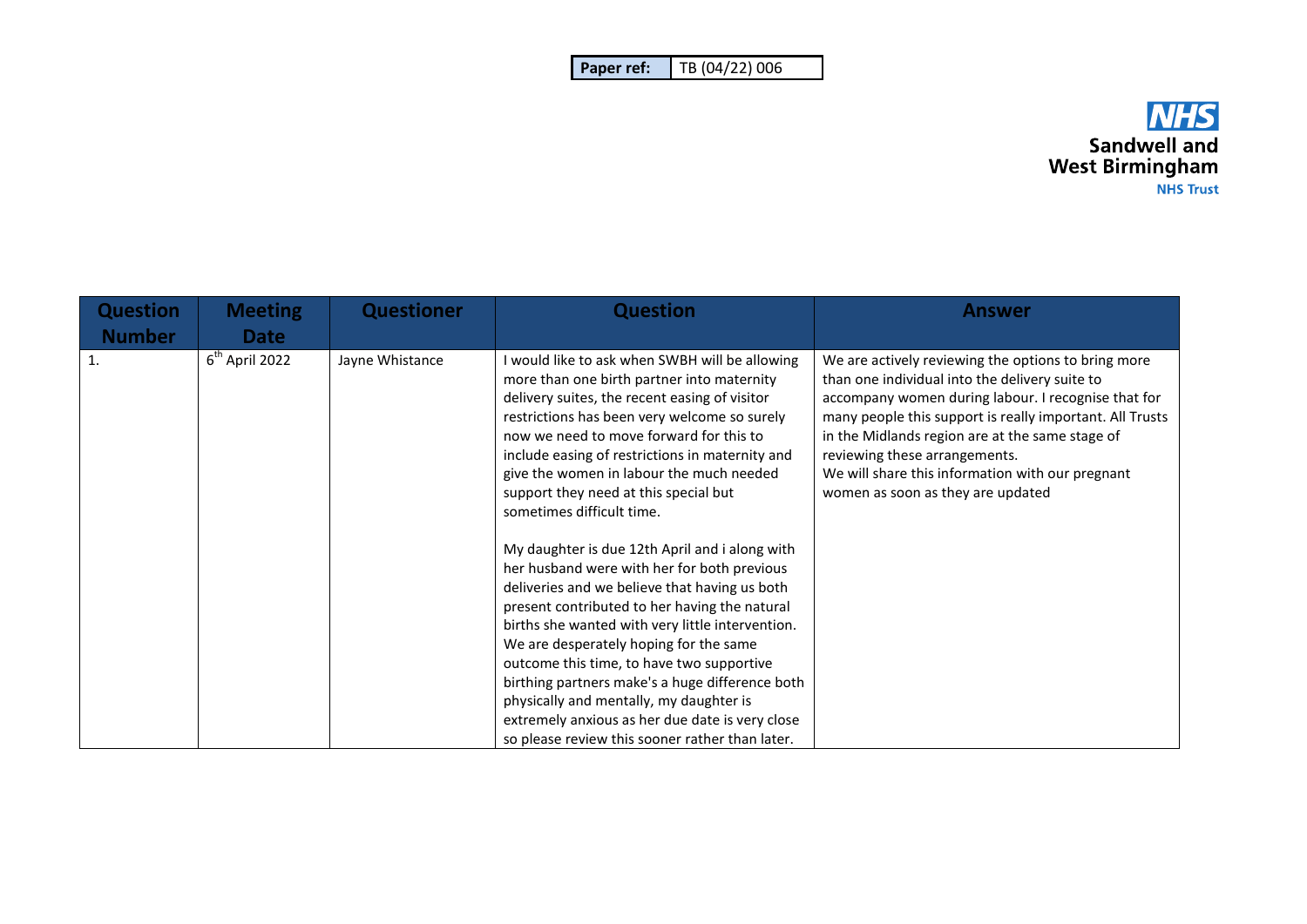| Paper ref: | TB (04/22) 006 |
|---|---|

**Sandwell and West Birmingham NHS Trust**

| Question Number | Meeting Date | Questioner | Question | Answer |
|---|---|---|---|---|
| 1. | 6th April 2022 | Jayne Whistance | I would like to ask when SWBH will be allowing more than one birth partner into maternity delivery suites, the recent easing of visitor restrictions has been very welcome so surely now we need to move forward for this to include easing of restrictions in maternity and give the women in labour the much needed support they need at this special but sometimes difficult time.<br><br>My daughter is due 12th April and i along with her husband were with her for both previous deliveries and we believe that having us both present contributed to her having the natural births she wanted with very little intervention. We are desperately hoping for the same outcome this time, to have two supportive birthing partners make's a huge difference both physically and mentally, my daughter is extremely anxious as her due date is very close so please review this sooner rather than later. | We are actively reviewing the options to bring more than one individual into the delivery suite to accompany women during labour. I recognise that for many people this support is really important. All Trusts in the Midlands region are at the same stage of reviewing these arrangements.<br>We will share this information with our pregnant women as soon as they are updated |